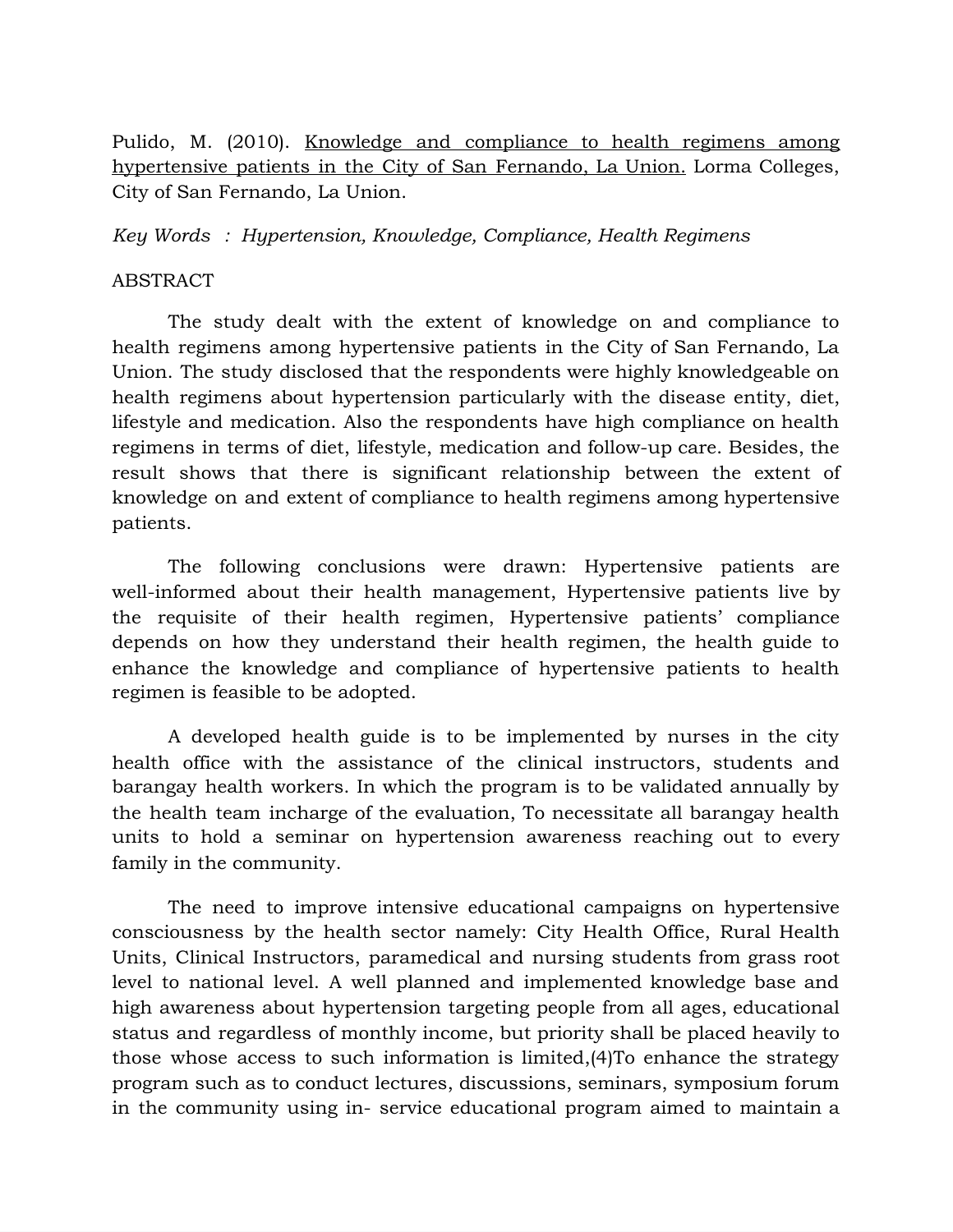Pulido, M. (2010). <u>Knowledge and compliance to health regimens among hypertensive patients in the City of San Fernando, La Union.</u> Lorma Colleges, City of San Fernando, La Union.

*Key Words : Hypertension, Knowledge, Compliance, Health Regimens*

ABSTRACT

The study dealt with the extent of knowledge on and compliance to health regimens among hypertensive patients in the City of San Fernando, La Union. The study disclosed that the respondents were highly knowledgeable on health regimens about hypertension particularly with the disease entity, diet, lifestyle and medication. Also the respondents have high compliance on health regimens in terms of diet, lifestyle, medication and follow-up care. Besides, the result shows that there is significant relationship between the extent of knowledge on and extent of compliance to health regimens among hypertensive patients.

The following conclusions were drawn: Hypertensive patients are well-informed about their health management, Hypertensive patients live by the requisite of their health regimen, Hypertensive patients' compliance depends on how they understand their health regimen, the health guide to enhance the knowledge and compliance of hypertensive patients to health regimen is feasible to be adopted.

A developed health guide is to be implemented by nurses in the city health office with the assistance of the clinical instructors, students and barangay health workers. In which the program is to be validated annually by the health team incharge of the evaluation, To necessitate all barangay health units to hold a seminar on hypertension awareness reaching out to every family in the community.

The need to improve intensive educational campaigns on hypertensive consciousness by the health sector namely: City Health Office, Rural Health Units, Clinical Instructors, paramedical and nursing students from grass root level to national level. A well planned and implemented knowledge base and high awareness about hypertension targeting people from all ages, educational status and regardless of monthly income, but priority shall be placed heavily to those whose access to such information is limited,(4)To enhance the strategy program such as to conduct lectures, discussions, seminars, symposium forum in the community using in- service educational program aimed to maintain a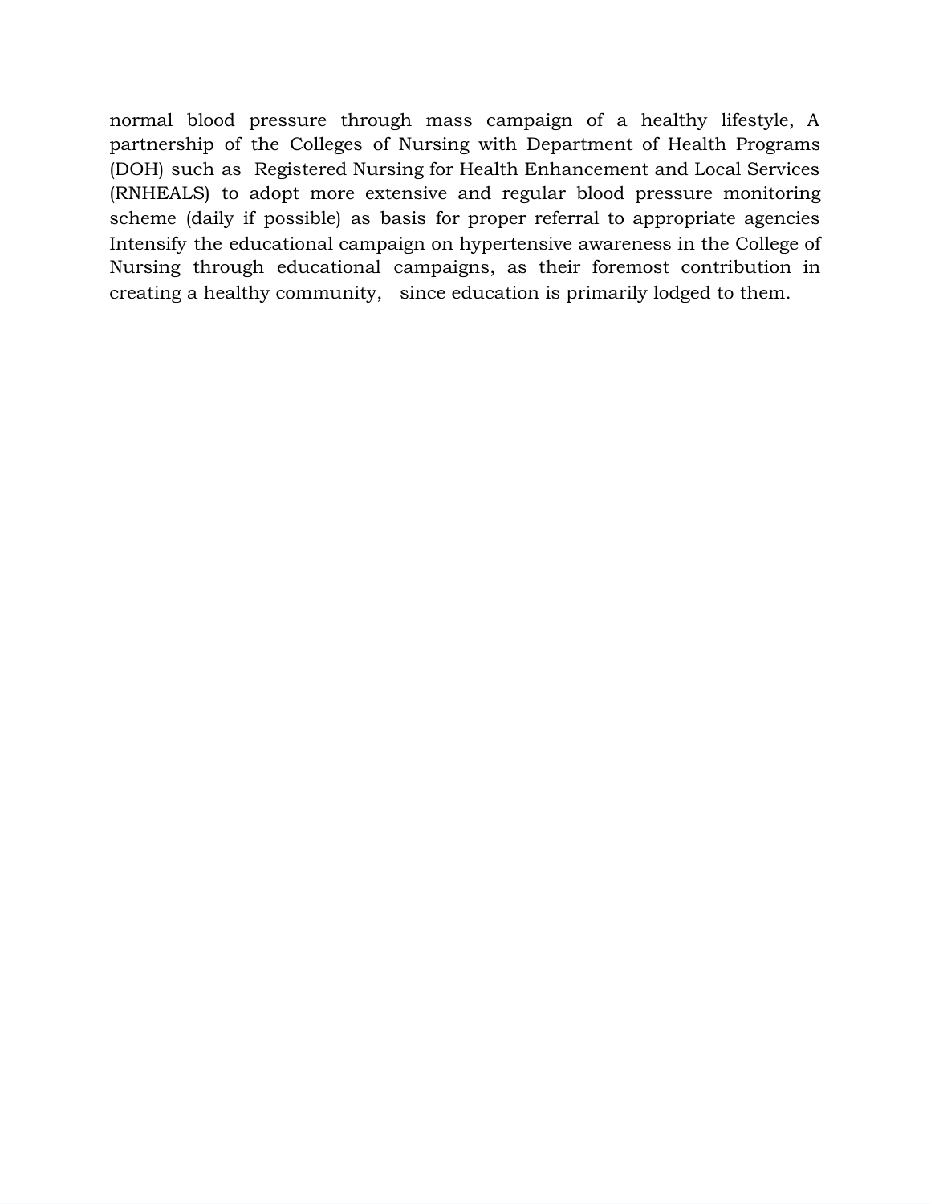normal blood pressure through mass campaign of a healthy lifestyle, A partnership of the Colleges of Nursing with Department of Health Programs (DOH) such as Registered Nursing for Health Enhancement and Local Services (RNHEALS) to adopt more extensive and regular blood pressure monitoring scheme (daily if possible) as basis for proper referral to appropriate agencies Intensify the educational campaign on hypertensive awareness in the College of Nursing through educational campaigns, as their foremost contribution in creating a healthy community, since education is primarily lodged to them.